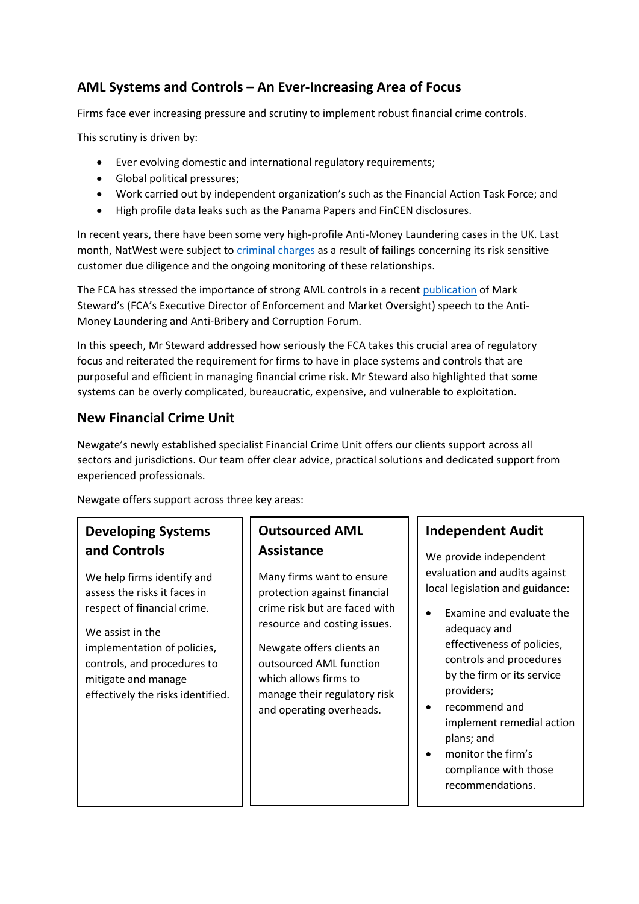## AML Systems and Controls – An Ever-Increasing Area of Focus

Firms face ever increasing pressure and scrutiny to implement robust financial crime controls.

This scrutiny is driven by:

- Ever evolving domestic and international regulatory requirements;
- Global political pressures;
- Work carried out by independent organization's such as the Financial Action Task Force; and
- High profile data leaks such as the Panama Papers and FinCEN disclosures.

In recent years, there have been some very high-profile Anti-Money Laundering cases in the UK. Last month, NatWest were subject to criminal charges as a result of failings concerning its risk sensitive customer due diligence and the ongoing monitoring of these relationships.

The FCA has stressed the importance of strong AML controls in a recent publication of Mark Steward's (FCA's Executive Director of Enforcement and Market Oversight) speech to the Anti-Money Laundering and Anti-Bribery and Corruption Forum.

In this speech, Mr Steward addressed how seriously the FCA takes this crucial area of regulatory focus and reiterated the requirement for firms to have in place systems and controls that are purposeful and efficient in managing financial crime risk. Mr Steward also highlighted that some systems can be overly complicated, bureaucratic, expensive, and vulnerable to exploitation.

## New Financial Crime Unit

Newgate's newly established specialist Financial Crime Unit offers our clients support across all sectors and jurisdictions. Our team offer clear advice, practical solutions and dedicated support from experienced professionals.

Newgate offers support across three key areas:

### Developing Systems and Controls

We help firms identify and assess the risks it faces in respect of financial crime.

We assist in the implementation of policies, controls, and procedures to mitigate and manage effectively the risks identified.

### Outsourced AML Assistance

Many firms want to ensure protection against financial crime risk but are faced with resource and costing issues.

Newgate offers clients an outsourced AML function which allows firms to manage their regulatory risk and operating overheads.

### Independent Audit

We provide independent evaluation and audits against local legislation and guidance:

- Examine and evaluate the adequacy and effectiveness of policies, controls and procedures by the firm or its service providers;
- recommend and implement remedial action plans; and
- monitor the firm's compliance with those recommendations.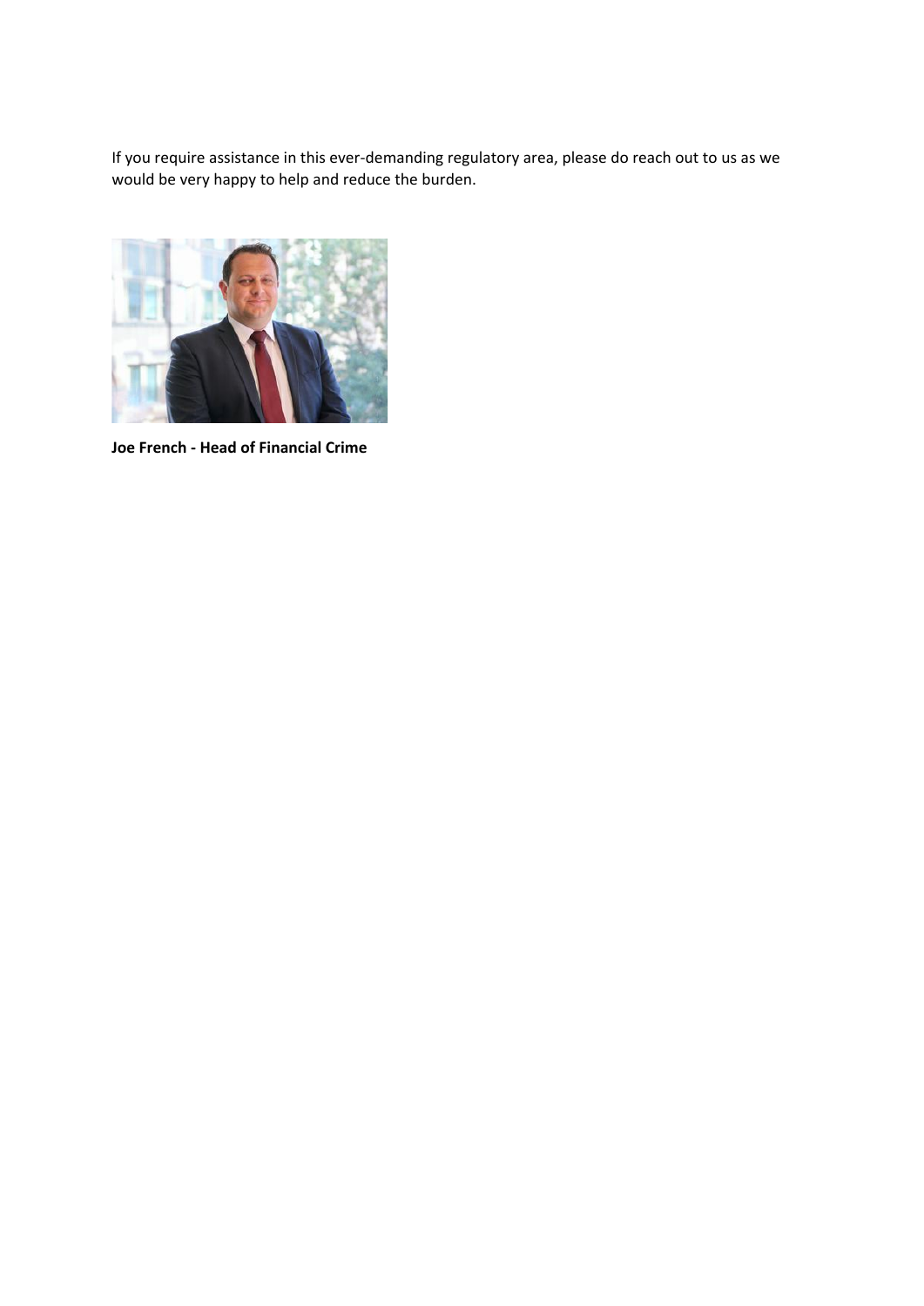If you require assistance in this ever-demanding regulatory area, please do reach out to us as we would be very happy to help and reduce the burden.

**Joe French - Head of Financial Crime**